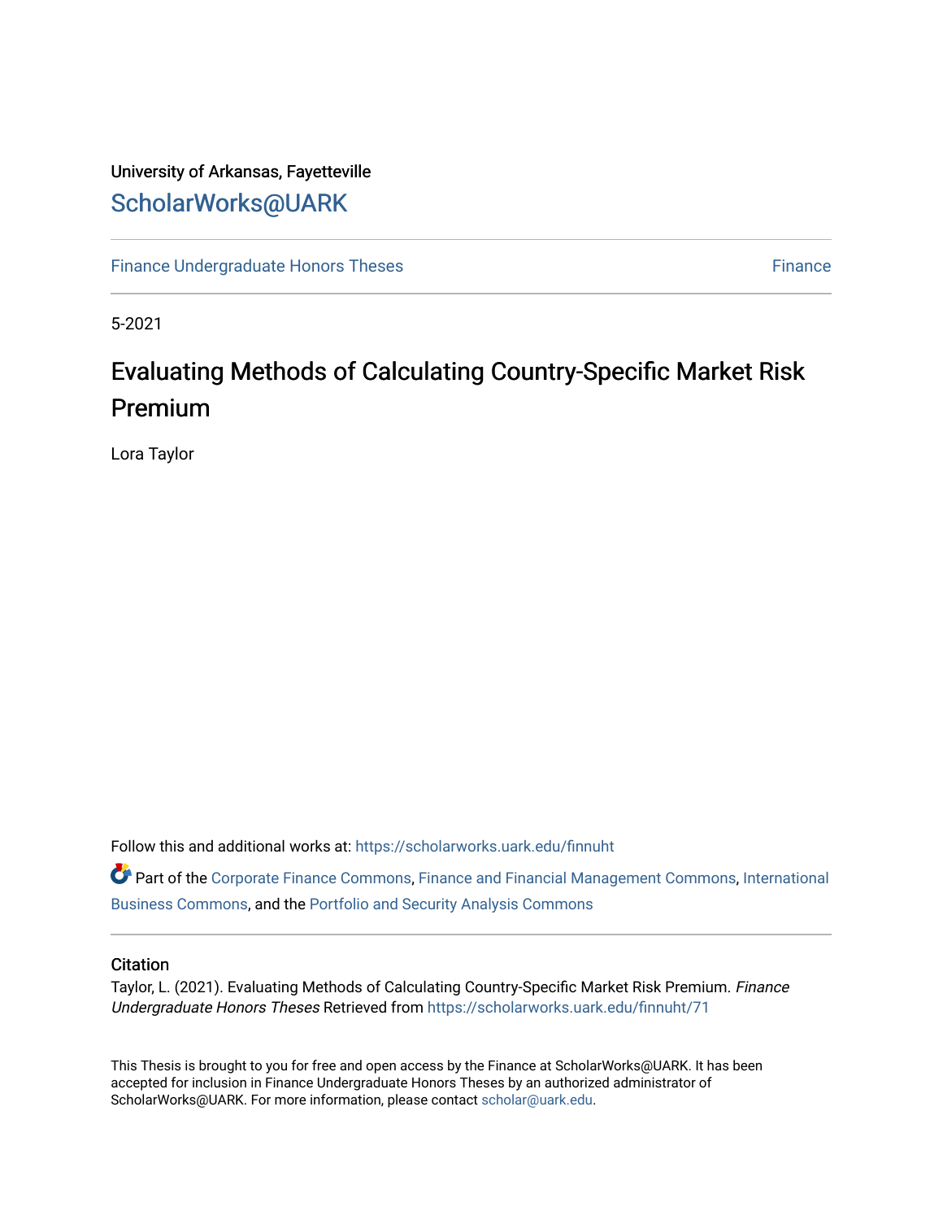University of Arkansas, Fayetteville

ScholarWorks@UARK

Finance Undergraduate Honors Theses | Finance

5-2021

# Evaluating Methods of Calculating Country-Specific Market Risk Premium

Lora Taylor

Follow this and additional works at: https://scholarworks.uark.edu/finnuht

Part of the Corporate Finance Commons, Finance and Financial Management Commons, International Business Commons, and the Portfolio and Security Analysis Commons

## Citation

Taylor, L. (2021). Evaluating Methods of Calculating Country-Specific Market Risk Premium. *Finance Undergraduate Honors Theses* Retrieved from https://scholarworks.uark.edu/finnuht/71

This Thesis is brought to you for free and open access by the Finance at ScholarWorks@UARK. It has been accepted for inclusion in Finance Undergraduate Honors Theses by an authorized administrator of ScholarWorks@UARK. For more information, please contact scholar@uark.edu.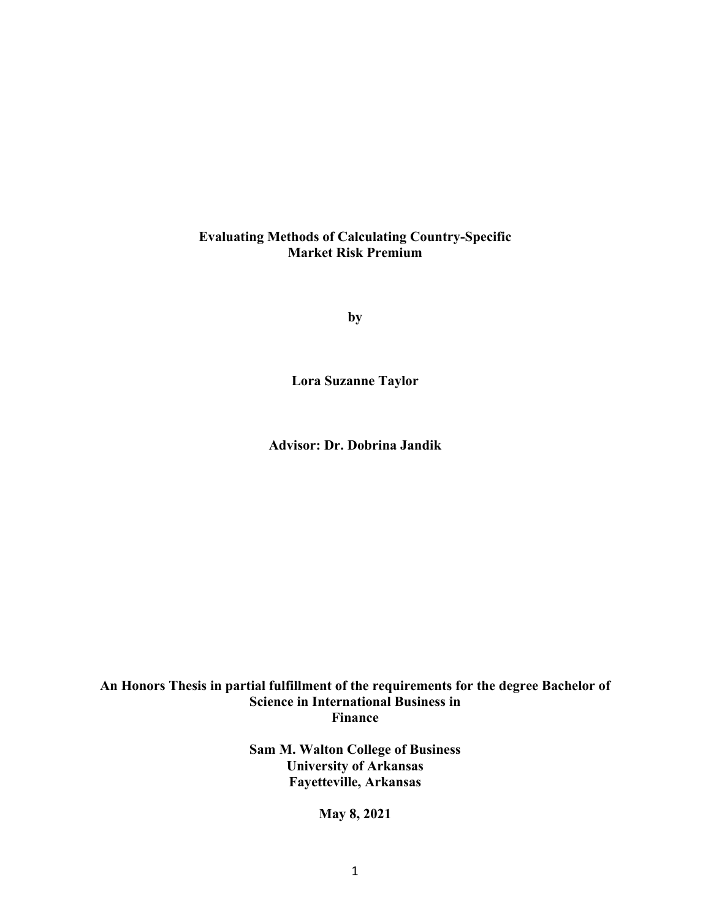# Evaluating Methods of Calculating Country-Specific Market Risk Premium

**by**

**Lora Suzanne Taylor**

**Advisor: Dr. Dobrina Jandik**

**An Honors Thesis in partial fulfillment of the requirements for the degree Bachelor of Science in International Business in Finance**

**Sam M. Walton College of Business**
**University of Arkansas**
**Fayetteville, Arkansas**

**May 8, 2021**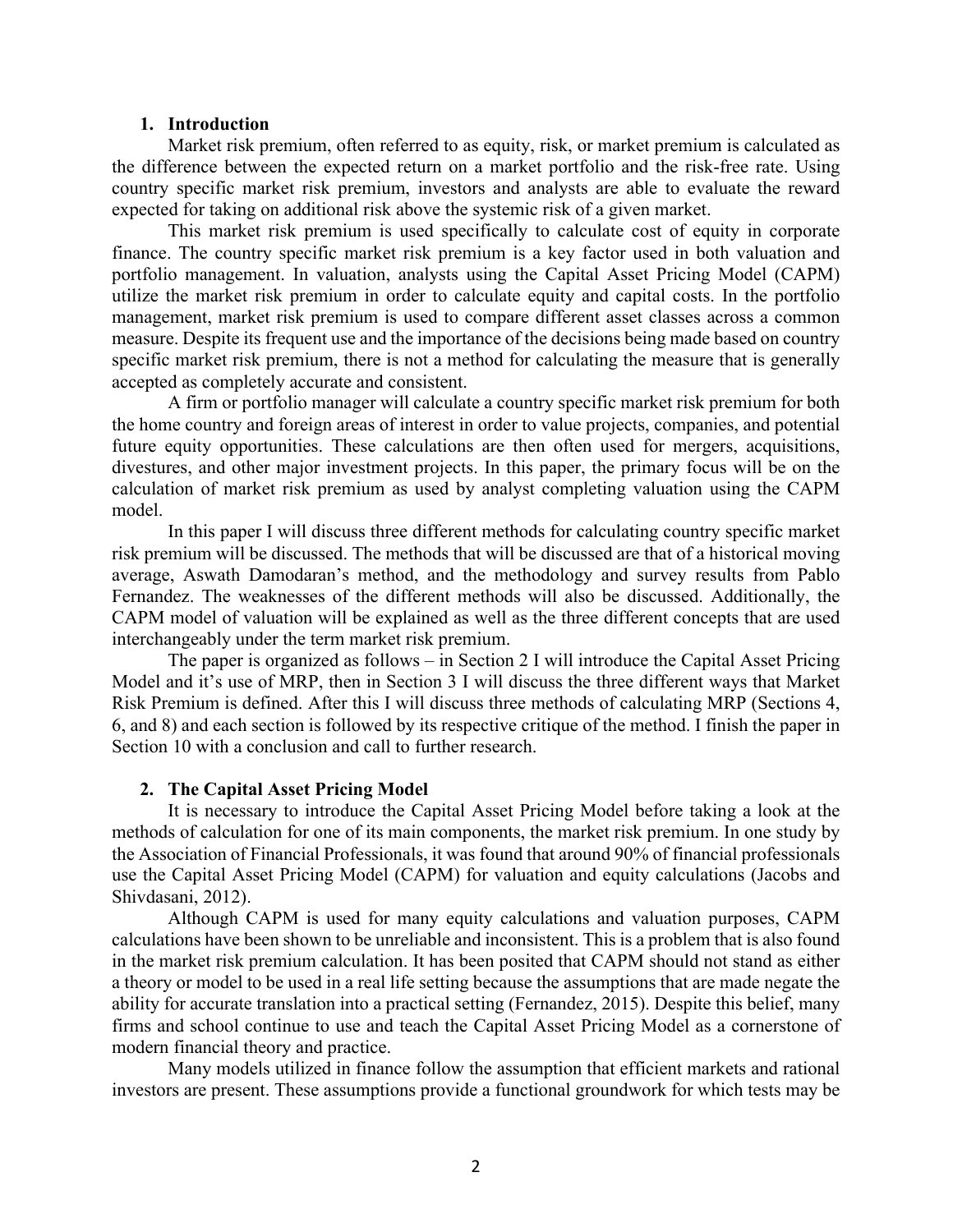## 1. Introduction

Market risk premium, often referred to as equity, risk, or market premium is calculated as the difference between the expected return on a market portfolio and the risk-free rate. Using country specific market risk premium, investors and analysts are able to evaluate the reward expected for taking on additional risk above the systemic risk of a given market.

This market risk premium is used specifically to calculate cost of equity in corporate finance. The country specific market risk premium is a key factor used in both valuation and portfolio management. In valuation, analysts using the Capital Asset Pricing Model (CAPM) utilize the market risk premium in order to calculate equity and capital costs. In the portfolio management, market risk premium is used to compare different asset classes across a common measure. Despite its frequent use and the importance of the decisions being made based on country specific market risk premium, there is not a method for calculating the measure that is generally accepted as completely accurate and consistent.

A firm or portfolio manager will calculate a country specific market risk premium for both the home country and foreign areas of interest in order to value projects, companies, and potential future equity opportunities. These calculations are then often used for mergers, acquisitions, divestures, and other major investment projects. In this paper, the primary focus will be on the calculation of market risk premium as used by analyst completing valuation using the CAPM model.

In this paper I will discuss three different methods for calculating country specific market risk premium will be discussed. The methods that will be discussed are that of a historical moving average, Aswath Damodaran's method, and the methodology and survey results from Pablo Fernandez. The weaknesses of the different methods will also be discussed. Additionally, the CAPM model of valuation will be explained as well as the three different concepts that are used interchangeably under the term market risk premium.

The paper is organized as follows – in Section 2 I will introduce the Capital Asset Pricing Model and it's use of MRP, then in Section 3 I will discuss the three different ways that Market Risk Premium is defined. After this I will discuss three methods of calculating MRP (Sections 4, 6, and 8) and each section is followed by its respective critique of the method. I finish the paper in Section 10 with a conclusion and call to further research.

## 2. The Capital Asset Pricing Model

It is necessary to introduce the Capital Asset Pricing Model before taking a look at the methods of calculation for one of its main components, the market risk premium. In one study by the Association of Financial Professionals, it was found that around 90% of financial professionals use the Capital Asset Pricing Model (CAPM) for valuation and equity calculations (Jacobs and Shivdasani, 2012).

Although CAPM is used for many equity calculations and valuation purposes, CAPM calculations have been shown to be unreliable and inconsistent. This is a problem that is also found in the market risk premium calculation. It has been posited that CAPM should not stand as either a theory or model to be used in a real life setting because the assumptions that are made negate the ability for accurate translation into a practical setting (Fernandez, 2015). Despite this belief, many firms and school continue to use and teach the Capital Asset Pricing Model as a cornerstone of modern financial theory and practice.

Many models utilized in finance follow the assumption that efficient markets and rational investors are present. These assumptions provide a functional groundwork for which tests may be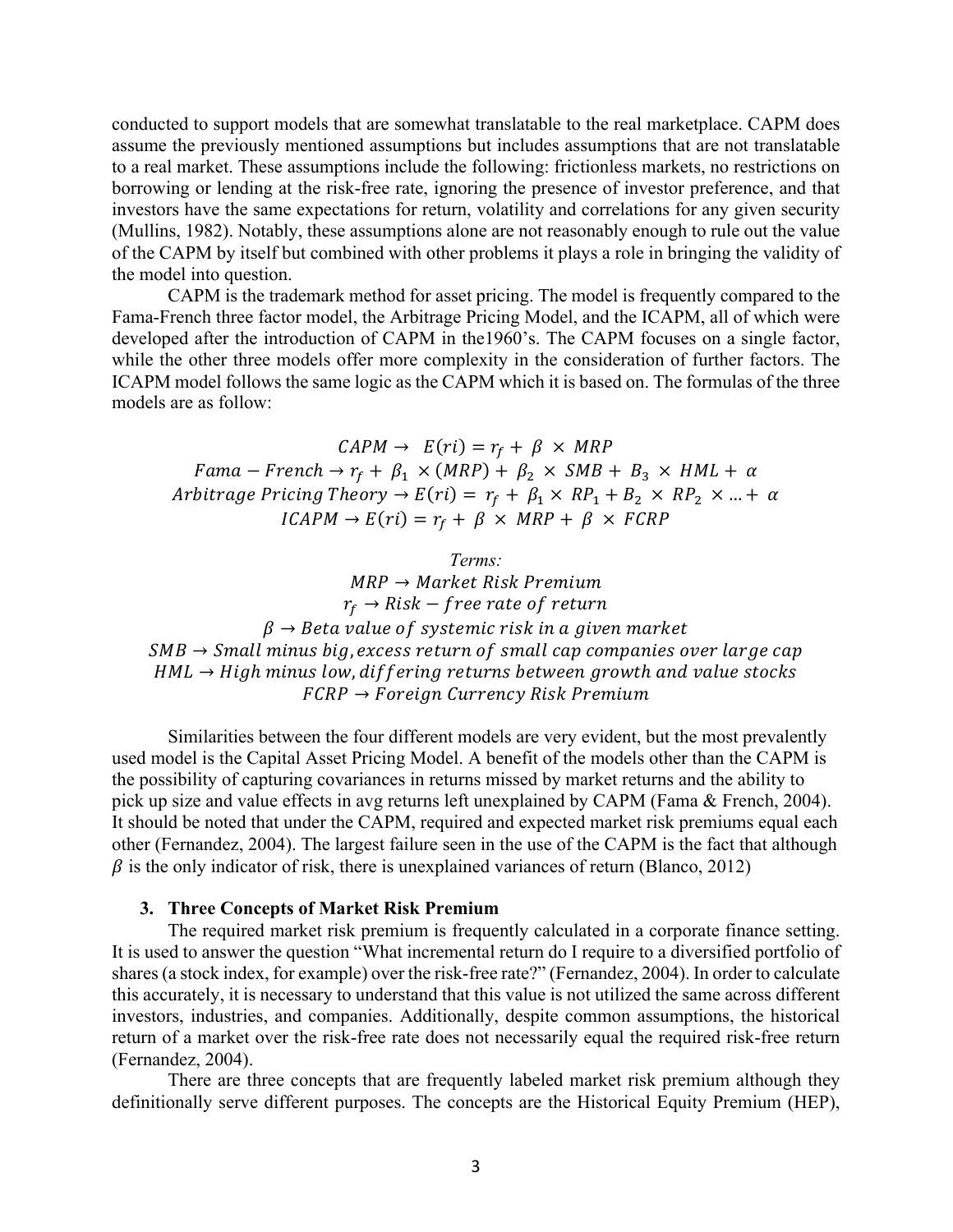conducted to support models that are somewhat translatable to the real marketplace. CAPM does assume the previously mentioned assumptions but includes assumptions that are not translatable to a real market. These assumptions include the following: frictionless markets, no restrictions on borrowing or lending at the risk-free rate, ignoring the presence of investor preference, and that investors have the same expectations for return, volatility and correlations for any given security (Mullins, 1982). Notably, these assumptions alone are not reasonably enough to rule out the value of the CAPM by itself but combined with other problems it plays a role in bringing the validity of the model into question.

CAPM is the trademark method for asset pricing. The model is frequently compared to the Fama-French three factor model, the Arbitrage Pricing Model, and the ICAPM, all of which were developed after the introduction of CAPM in the1960's. The CAPM focuses on a single factor, while the other three models offer more complexity in the consideration of further factors. The ICAPM model follows the same logic as the CAPM which it is based on. The formulas of the three models are as follow:

$$CAPM \rightarrow \ E(ri) = r_f + \beta \times MRP$$

$$Fama - French \rightarrow r_f + \beta_1 \times (MRP) + \beta_2 \times SMB + B_3 \times HML + \alpha$$

$$Arbitrage\ Pricing\ Theory \rightarrow E(ri) = r_f + \beta_1 \times RP_1 + B_2 \times RP_2 \times \ldots + \alpha$$

$$ICAPM \rightarrow E(ri) = r_f + \beta \times MRP + \beta \times FCRP$$

*Terms:*

$$MRP \rightarrow Market\ Risk\ Premium$$

$$r_f \rightarrow Risk - free\ rate\ of\ return$$

$$\beta \rightarrow Beta\ value\ of\ systemic\ risk\ in\ a\ given\ market$$

$$SMB \rightarrow Small\ minus\ big, excess\ return\ of\ small\ cap\ companies\ over\ large\ cap$$

$$HML \rightarrow High\ minus\ low, differing\ returns\ between\ growth\ and\ value\ stocks$$

$$FCRP \rightarrow Foreign\ Currency\ Risk\ Premium$$

Similarities between the four different models are very evident, but the most prevalently used model is the Capital Asset Pricing Model. A benefit of the models other than the CAPM is the possibility of capturing covariances in returns missed by market returns and the ability to pick up size and value effects in avg returns left unexplained by CAPM (Fama & French, 2004). It should be noted that under the CAPM, required and expected market risk premiums equal each other (Fernandez, 2004). The largest failure seen in the use of the CAPM is the fact that although $\beta$ is the only indicator of risk, there is unexplained variances of return (Blanco, 2012)

### 3. Three Concepts of Market Risk Premium

The required market risk premium is frequently calculated in a corporate finance setting. It is used to answer the question "What incremental return do I require to a diversified portfolio of shares (a stock index, for example) over the risk-free rate?" (Fernandez, 2004). In order to calculate this accurately, it is necessary to understand that this value is not utilized the same across different investors, industries, and companies. Additionally, despite common assumptions, the historical return of a market over the risk-free rate does not necessarily equal the required risk-free return (Fernandez, 2004).

There are three concepts that are frequently labeled market risk premium although they definitionally serve different purposes. The concepts are the Historical Equity Premium (HEP),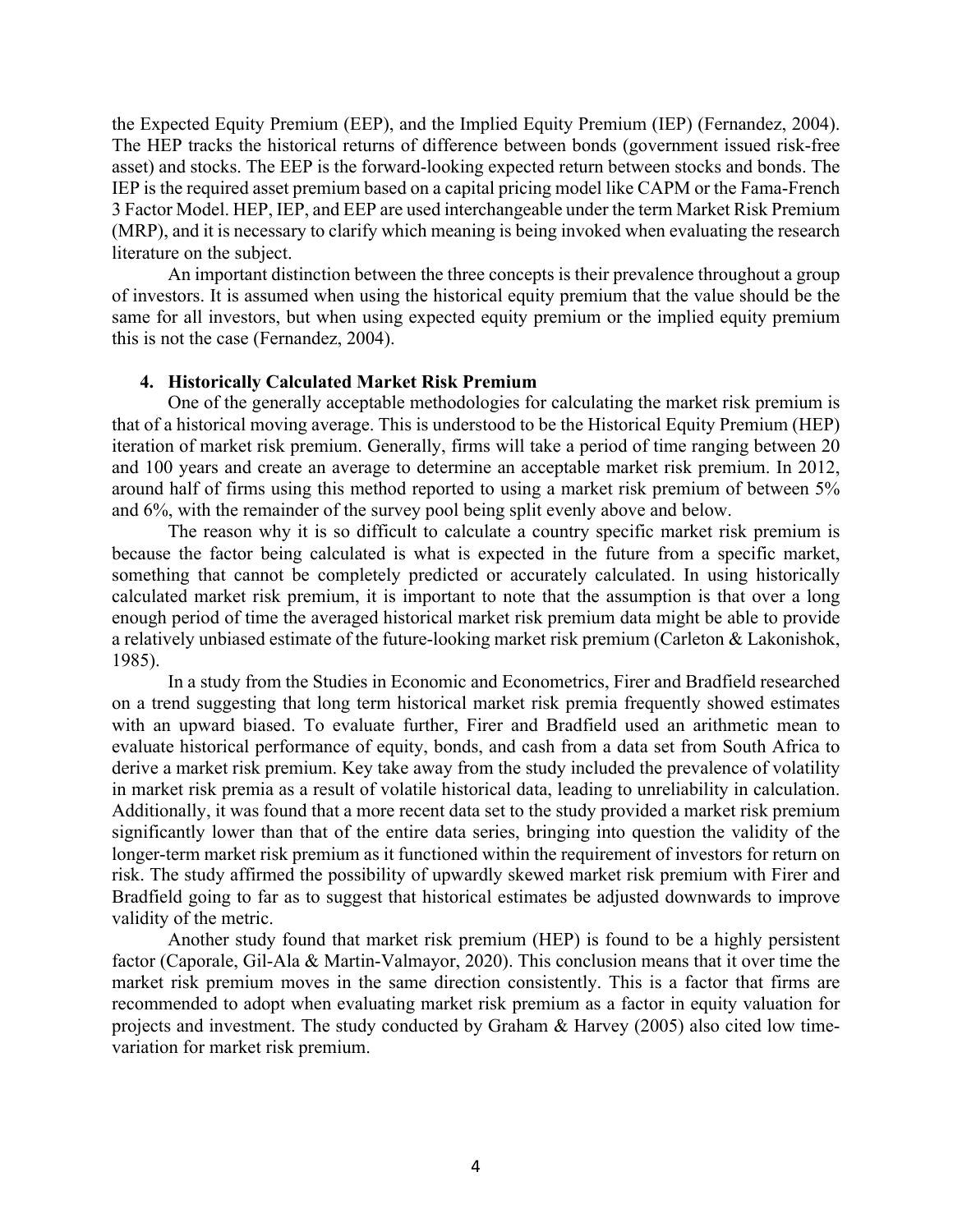the Expected Equity Premium (EEP), and the Implied Equity Premium (IEP) (Fernandez, 2004). The HEP tracks the historical returns of difference between bonds (government issued risk-free asset) and stocks. The EEP is the forward-looking expected return between stocks and bonds. The IEP is the required asset premium based on a capital pricing model like CAPM or the Fama-French 3 Factor Model. HEP, IEP, and EEP are used interchangeable under the term Market Risk Premium (MRP), and it is necessary to clarify which meaning is being invoked when evaluating the research literature on the subject.

An important distinction between the three concepts is their prevalence throughout a group of investors. It is assumed when using the historical equity premium that the value should be the same for all investors, but when using expected equity premium or the implied equity premium this is not the case (Fernandez, 2004).

### 4. Historically Calculated Market Risk Premium

One of the generally acceptable methodologies for calculating the market risk premium is that of a historical moving average. This is understood to be the Historical Equity Premium (HEP) iteration of market risk premium. Generally, firms will take a period of time ranging between 20 and 100 years and create an average to determine an acceptable market risk premium. In 2012, around half of firms using this method reported to using a market risk premium of between 5% and 6%, with the remainder of the survey pool being split evenly above and below.

The reason why it is so difficult to calculate a country specific market risk premium is because the factor being calculated is what is expected in the future from a specific market, something that cannot be completely predicted or accurately calculated. In using historically calculated market risk premium, it is important to note that the assumption is that over a long enough period of time the averaged historical market risk premium data might be able to provide a relatively unbiased estimate of the future-looking market risk premium (Carleton & Lakonishok, 1985).

In a study from the Studies in Economic and Econometrics, Firer and Bradfield researched on a trend suggesting that long term historical market risk premia frequently showed estimates with an upward biased. To evaluate further, Firer and Bradfield used an arithmetic mean to evaluate historical performance of equity, bonds, and cash from a data set from South Africa to derive a market risk premium. Key take away from the study included the prevalence of volatility in market risk premia as a result of volatile historical data, leading to unreliability in calculation. Additionally, it was found that a more recent data set to the study provided a market risk premium significantly lower than that of the entire data series, bringing into question the validity of the longer-term market risk premium as it functioned within the requirement of investors for return on risk. The study affirmed the possibility of upwardly skewed market risk premium with Firer and Bradfield going to far as to suggest that historical estimates be adjusted downwards to improve validity of the metric.

Another study found that market risk premium (HEP) is found to be a highly persistent factor (Caporale, Gil-Ala & Martin-Valmayor, 2020). This conclusion means that it over time the market risk premium moves in the same direction consistently. This is a factor that firms are recommended to adopt when evaluating market risk premium as a factor in equity valuation for projects and investment. The study conducted by Graham & Harvey (2005) also cited low time-variation for market risk premium.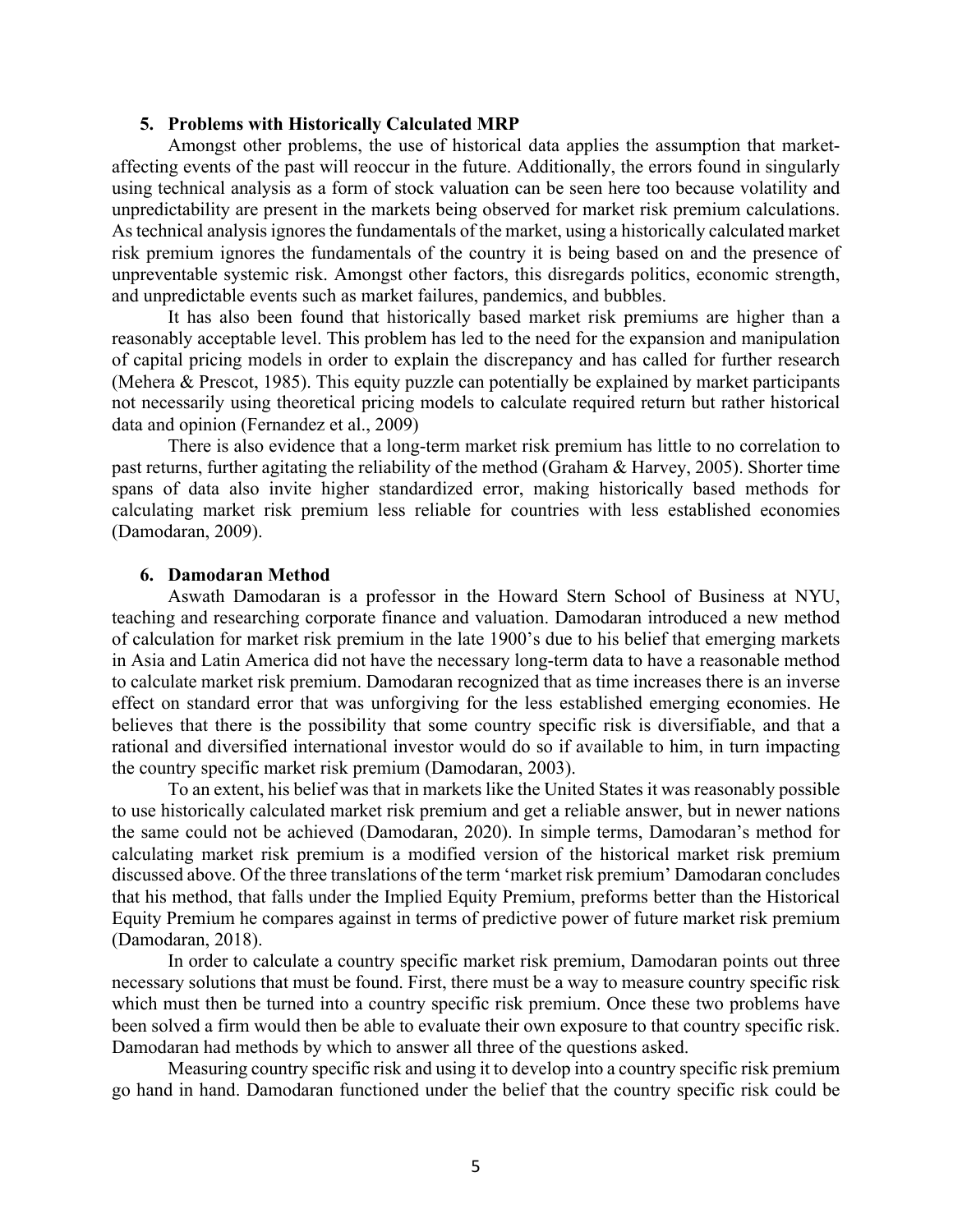## 5. Problems with Historically Calculated MRP

Amongst other problems, the use of historical data applies the assumption that market-affecting events of the past will reoccur in the future. Additionally, the errors found in singularly using technical analysis as a form of stock valuation can be seen here too because volatility and unpredictability are present in the markets being observed for market risk premium calculations. As technical analysis ignores the fundamentals of the market, using a historically calculated market risk premium ignores the fundamentals of the country it is being based on and the presence of unpreventable systemic risk. Amongst other factors, this disregards politics, economic strength, and unpredictable events such as market failures, pandemics, and bubbles.

It has also been found that historically based market risk premiums are higher than a reasonably acceptable level. This problem has led to the need for the expansion and manipulation of capital pricing models in order to explain the discrepancy and has called for further research (Mehera & Prescot, 1985). This equity puzzle can potentially be explained by market participants not necessarily using theoretical pricing models to calculate required return but rather historical data and opinion (Fernandez et al., 2009)

There is also evidence that a long-term market risk premium has little to no correlation to past returns, further agitating the reliability of the method (Graham & Harvey, 2005). Shorter time spans of data also invite higher standardized error, making historically based methods for calculating market risk premium less reliable for countries with less established economies (Damodaran, 2009).

## 6. Damodaran Method

Aswath Damodaran is a professor in the Howard Stern School of Business at NYU, teaching and researching corporate finance and valuation. Damodaran introduced a new method of calculation for market risk premium in the late 1900's due to his belief that emerging markets in Asia and Latin America did not have the necessary long-term data to have a reasonable method to calculate market risk premium. Damodaran recognized that as time increases there is an inverse effect on standard error that was unforgiving for the less established emerging economies. He believes that there is the possibility that some country specific risk is diversifiable, and that a rational and diversified international investor would do so if available to him, in turn impacting the country specific market risk premium (Damodaran, 2003).

To an extent, his belief was that in markets like the United States it was reasonably possible to use historically calculated market risk premium and get a reliable answer, but in newer nations the same could not be achieved (Damodaran, 2020). In simple terms, Damodaran's method for calculating market risk premium is a modified version of the historical market risk premium discussed above. Of the three translations of the term 'market risk premium' Damodaran concludes that his method, that falls under the Implied Equity Premium, preforms better than the Historical Equity Premium he compares against in terms of predictive power of future market risk premium (Damodaran, 2018).

In order to calculate a country specific market risk premium, Damodaran points out three necessary solutions that must be found. First, there must be a way to measure country specific risk which must then be turned into a country specific risk premium. Once these two problems have been solved a firm would then be able to evaluate their own exposure to that country specific risk. Damodaran had methods by which to answer all three of the questions asked.

Measuring country specific risk and using it to develop into a country specific risk premium go hand in hand. Damodaran functioned under the belief that the country specific risk could be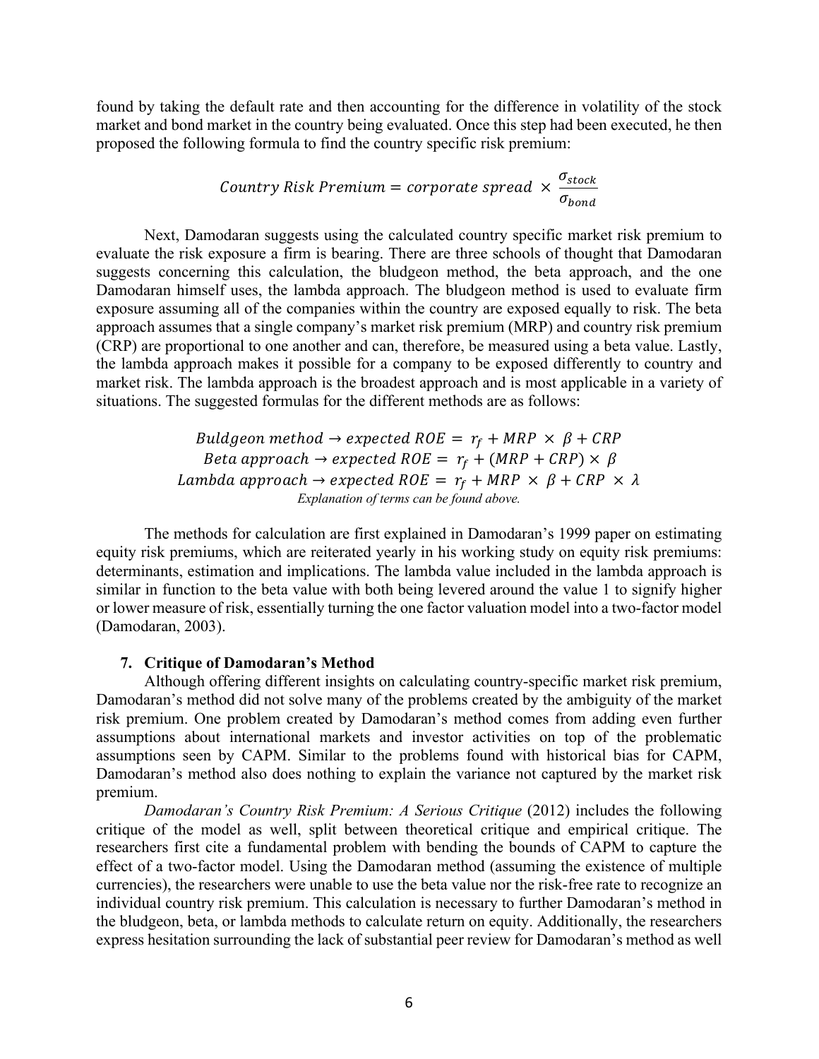found by taking the default rate and then accounting for the difference in volatility of the stock market and bond market in the country being evaluated. Once this step had been executed, he then proposed the following formula to find the country specific risk premium:

$$Country\ Risk\ Premium = corporate\ spread \times \frac{\sigma_{stock}}{\sigma_{bond}}$$

Next, Damodaran suggests using the calculated country specific market risk premium to evaluate the risk exposure a firm is bearing. There are three schools of thought that Damodaran suggests concerning this calculation, the bludgeon method, the beta approach, and the one Damodaran himself uses, the lambda approach. The bludgeon method is used to evaluate firm exposure assuming all of the companies within the country are exposed equally to risk. The beta approach assumes that a single company's market risk premium (MRP) and country risk premium (CRP) are proportional to one another and can, therefore, be measured using a beta value. Lastly, the lambda approach makes it possible for a company to be exposed differently to country and market risk. The lambda approach is the broadest approach and is most applicable in a variety of situations. The suggested formulas for the different methods are as follows:

$$Buldgeon\ method \rightarrow expected\ ROE = r_f + MRP \times \beta + CRP$$
$$Beta\ approach \rightarrow expected\ ROE = r_f + (MRP + CRP) \times \beta$$
$$Lambda\ approach \rightarrow expected\ ROE = r_f + MRP \times \beta + CRP \times \lambda$$

*Explanation of terms can be found above.*

The methods for calculation are first explained in Damodaran's 1999 paper on estimating equity risk premiums, which are reiterated yearly in his working study on equity risk premiums: determinants, estimation and implications. The lambda value included in the lambda approach is similar in function to the beta value with both being levered around the value 1 to signify higher or lower measure of risk, essentially turning the one factor valuation model into a two-factor model (Damodaran, 2003).

## 7. Critique of Damodaran's Method

Although offering different insights on calculating country-specific market risk premium, Damodaran's method did not solve many of the problems created by the ambiguity of the market risk premium. One problem created by Damodaran's method comes from adding even further assumptions about international markets and investor activities on top of the problematic assumptions seen by CAPM. Similar to the problems found with historical bias for CAPM, Damodaran's method also does nothing to explain the variance not captured by the market risk premium.

*Damodaran's Country Risk Premium: A Serious Critique* (2012) includes the following critique of the model as well, split between theoretical critique and empirical critique. The researchers first cite a fundamental problem with bending the bounds of CAPM to capture the effect of a two-factor model. Using the Damodaran method (assuming the existence of multiple currencies), the researchers were unable to use the beta value nor the risk-free rate to recognize an individual country risk premium. This calculation is necessary to further Damodaran's method in the bludgeon, beta, or lambda methods to calculate return on equity. Additionally, the researchers express hesitation surrounding the lack of substantial peer review for Damodaran's method as well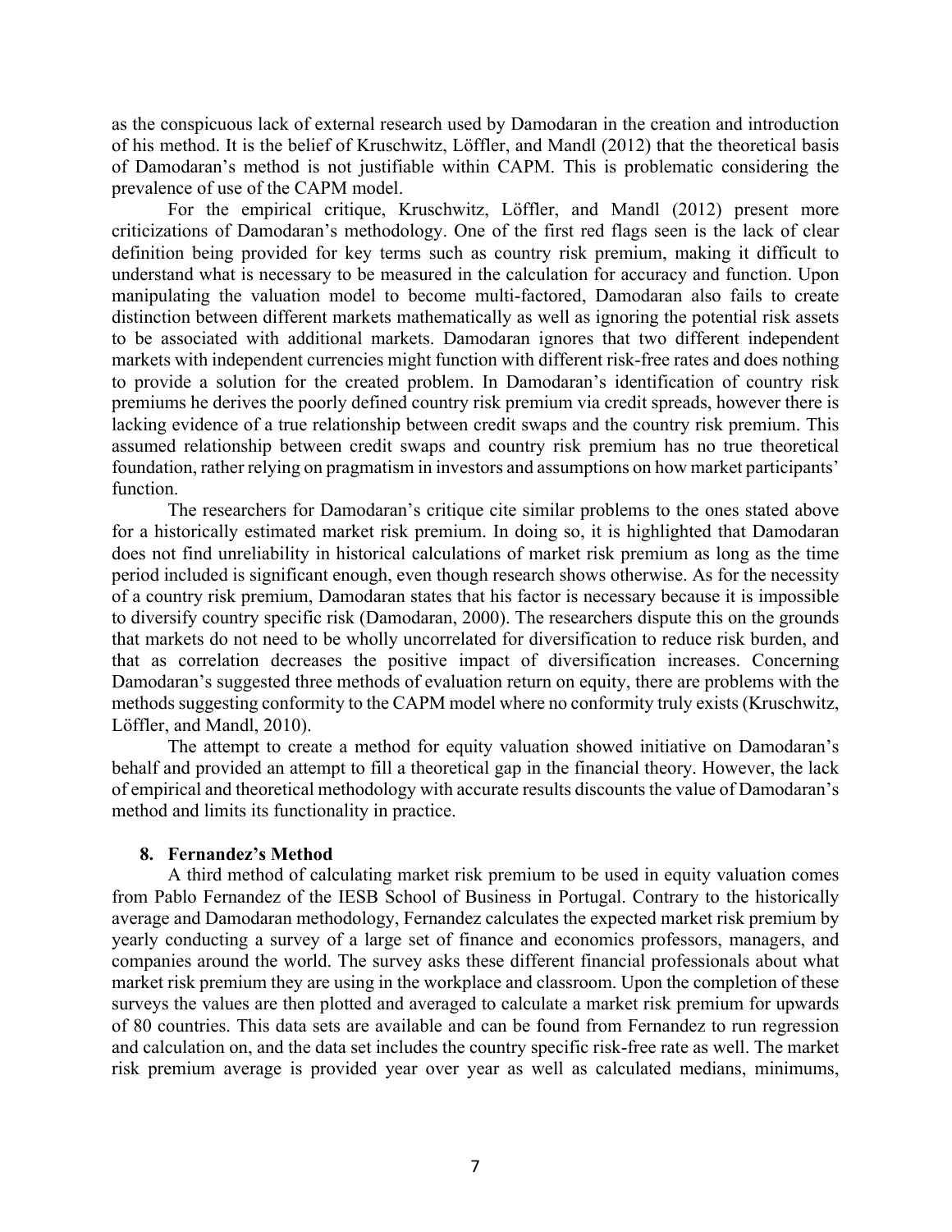as the conspicuous lack of external research used by Damodaran in the creation and introduction of his method. It is the belief of Kruschwitz, Löffler, and Mandl (2012) that the theoretical basis of Damodaran's method is not justifiable within CAPM. This is problematic considering the prevalence of use of the CAPM model.

For the empirical critique, Kruschwitz, Löffler, and Mandl (2012) present more criticizations of Damodaran's methodology. One of the first red flags seen is the lack of clear definition being provided for key terms such as country risk premium, making it difficult to understand what is necessary to be measured in the calculation for accuracy and function. Upon manipulating the valuation model to become multi-factored, Damodaran also fails to create distinction between different markets mathematically as well as ignoring the potential risk assets to be associated with additional markets. Damodaran ignores that two different independent markets with independent currencies might function with different risk-free rates and does nothing to provide a solution for the created problem. In Damodaran's identification of country risk premiums he derives the poorly defined country risk premium via credit spreads, however there is lacking evidence of a true relationship between credit swaps and the country risk premium. This assumed relationship between credit swaps and country risk premium has no true theoretical foundation, rather relying on pragmatism in investors and assumptions on how market participants' function.

The researchers for Damodaran's critique cite similar problems to the ones stated above for a historically estimated market risk premium. In doing so, it is highlighted that Damodaran does not find unreliability in historical calculations of market risk premium as long as the time period included is significant enough, even though research shows otherwise. As for the necessity of a country risk premium, Damodaran states that his factor is necessary because it is impossible to diversify country specific risk (Damodaran, 2000). The researchers dispute this on the grounds that markets do not need to be wholly uncorrelated for diversification to reduce risk burden, and that as correlation decreases the positive impact of diversification increases. Concerning Damodaran's suggested three methods of evaluation return on equity, there are problems with the methods suggesting conformity to the CAPM model where no conformity truly exists (Kruschwitz, Löffler, and Mandl, 2010).

The attempt to create a method for equity valuation showed initiative on Damodaran's behalf and provided an attempt to fill a theoretical gap in the financial theory. However, the lack of empirical and theoretical methodology with accurate results discounts the value of Damodaran's method and limits its functionality in practice.

## 8. Fernandez's Method

A third method of calculating market risk premium to be used in equity valuation comes from Pablo Fernandez of the IESB School of Business in Portugal. Contrary to the historically average and Damodaran methodology, Fernandez calculates the expected market risk premium by yearly conducting a survey of a large set of finance and economics professors, managers, and companies around the world. The survey asks these different financial professionals about what market risk premium they are using in the workplace and classroom. Upon the completion of these surveys the values are then plotted and averaged to calculate a market risk premium for upwards of 80 countries. This data sets are available and can be found from Fernandez to run regression and calculation on, and the data set includes the country specific risk-free rate as well. The market risk premium average is provided year over year as well as calculated medians, minimums,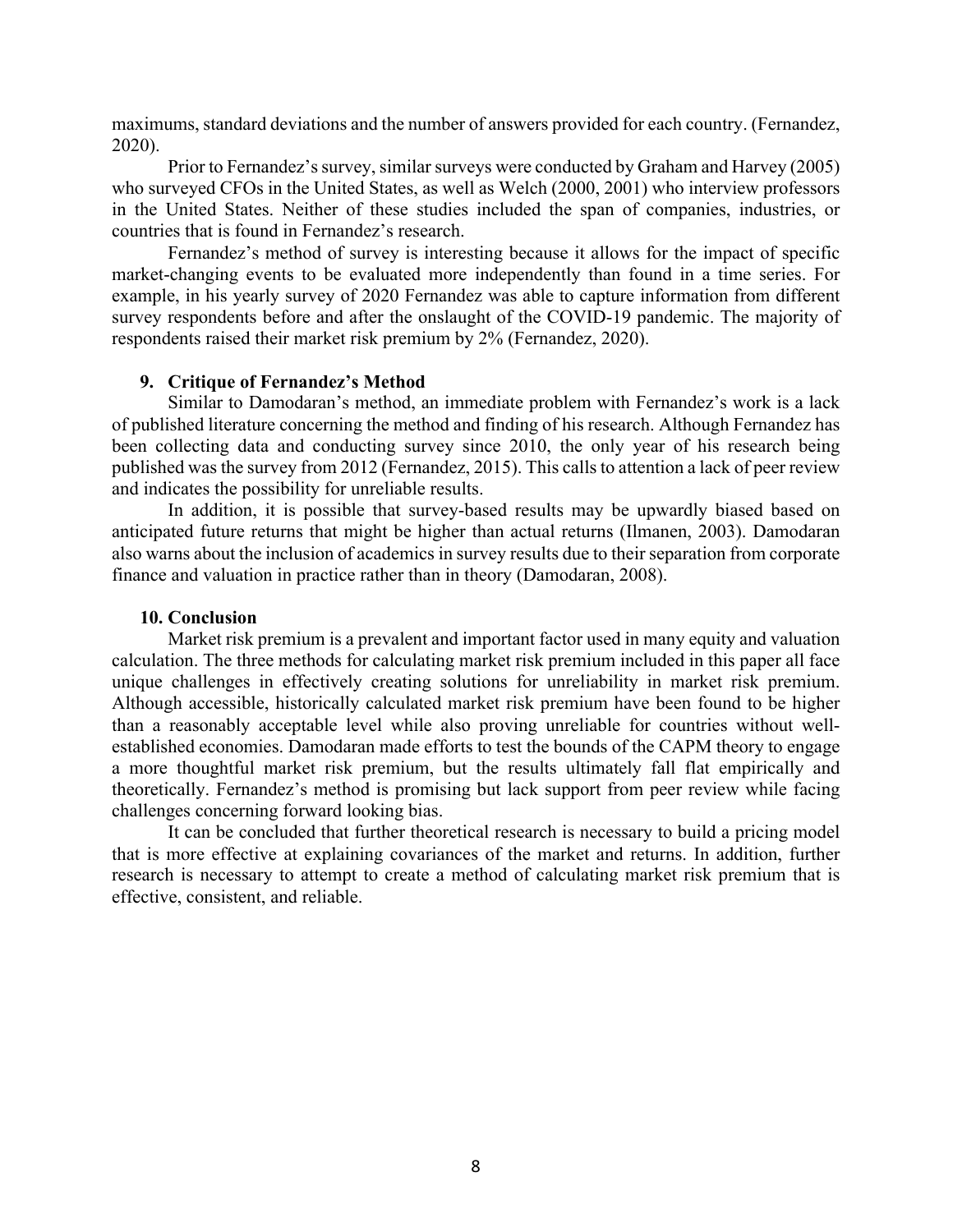maximums, standard deviations and the number of answers provided for each country. (Fernandez, 2020).

Prior to Fernandez's survey, similar surveys were conducted by Graham and Harvey (2005) who surveyed CFOs in the United States, as well as Welch (2000, 2001) who interview professors in the United States. Neither of these studies included the span of companies, industries, or countries that is found in Fernandez's research.

Fernandez's method of survey is interesting because it allows for the impact of specific market-changing events to be evaluated more independently than found in a time series. For example, in his yearly survey of 2020 Fernandez was able to capture information from different survey respondents before and after the onslaught of the COVID-19 pandemic. The majority of respondents raised their market risk premium by 2% (Fernandez, 2020).

## 9. Critique of Fernandez's Method

Similar to Damodaran's method, an immediate problem with Fernandez's work is a lack of published literature concerning the method and finding of his research. Although Fernandez has been collecting data and conducting survey since 2010, the only year of his research being published was the survey from 2012 (Fernandez, 2015). This calls to attention a lack of peer review and indicates the possibility for unreliable results.

In addition, it is possible that survey-based results may be upwardly biased based on anticipated future returns that might be higher than actual returns (Ilmanen, 2003). Damodaran also warns about the inclusion of academics in survey results due to their separation from corporate finance and valuation in practice rather than in theory (Damodaran, 2008).

## 10. Conclusion

Market risk premium is a prevalent and important factor used in many equity and valuation calculation. The three methods for calculating market risk premium included in this paper all face unique challenges in effectively creating solutions for unreliability in market risk premium. Although accessible, historically calculated market risk premium have been found to be higher than a reasonably acceptable level while also proving unreliable for countries without well-established economies. Damodaran made efforts to test the bounds of the CAPM theory to engage a more thoughtful market risk premium, but the results ultimately fall flat empirically and theoretically. Fernandez's method is promising but lack support from peer review while facing challenges concerning forward looking bias.

It can be concluded that further theoretical research is necessary to build a pricing model that is more effective at explaining covariances of the market and returns. In addition, further research is necessary to attempt to create a method of calculating market risk premium that is effective, consistent, and reliable.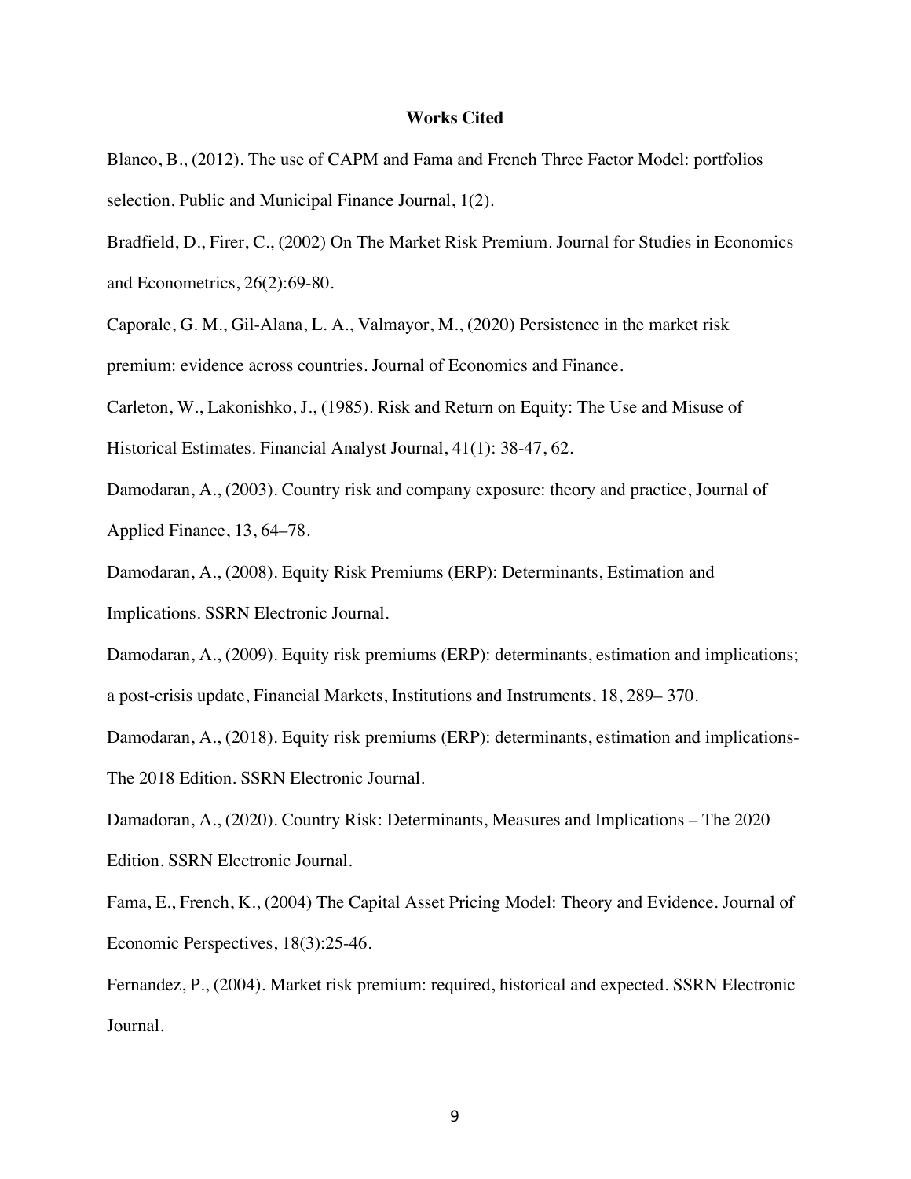## Works Cited

Blanco, B., (2012). The use of CAPM and Fama and French Three Factor Model: portfolios selection. Public and Municipal Finance Journal, 1(2).

Bradfield, D., Firer, C., (2002) On The Market Risk Premium. Journal for Studies in Economics and Econometrics, 26(2):69-80.

Caporale, G. M., Gil-Alana, L. A., Valmayor, M., (2020) Persistence in the market risk premium: evidence across countries. Journal of Economics and Finance.

Carleton, W., Lakonishko, J., (1985). Risk and Return on Equity: The Use and Misuse of Historical Estimates. Financial Analyst Journal, 41(1): 38-47, 62.

Damodaran, A., (2003). Country risk and company exposure: theory and practice, Journal of Applied Finance, 13, 64–78.

Damodaran, A., (2008). Equity Risk Premiums (ERP): Determinants, Estimation and Implications. SSRN Electronic Journal.

Damodaran, A., (2009). Equity risk premiums (ERP): determinants, estimation and implications; a post-crisis update, Financial Markets, Institutions and Instruments, 18, 289– 370.

Damodaran, A., (2018). Equity risk premiums (ERP): determinants, estimation and implications- The 2018 Edition. SSRN Electronic Journal.

Damadoran, A., (2020). Country Risk: Determinants, Measures and Implications – The 2020 Edition. SSRN Electronic Journal.

Fama, E., French, K., (2004) The Capital Asset Pricing Model: Theory and Evidence. Journal of Economic Perspectives, 18(3):25-46.

Fernandez, P., (2004). Market risk premium: required, historical and expected. SSRN Electronic Journal.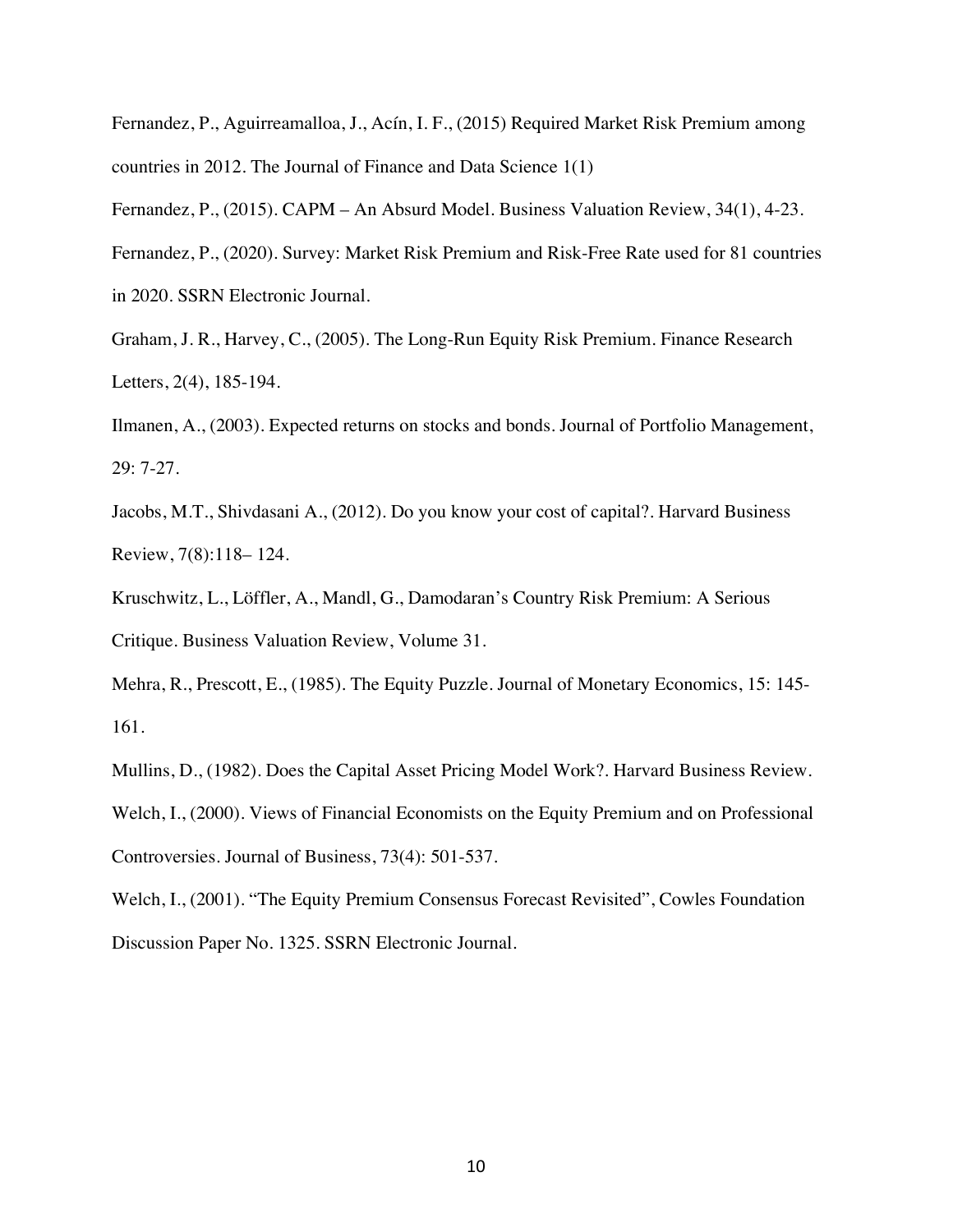Fernandez, P., Aguirreamalloa, J., Acín, I. F., (2015) Required Market Risk Premium among countries in 2012. The Journal of Finance and Data Science 1(1)

Fernandez, P., (2015). CAPM – An Absurd Model. Business Valuation Review, 34(1), 4-23.

Fernandez, P., (2020). Survey: Market Risk Premium and Risk-Free Rate used for 81 countries in 2020. SSRN Electronic Journal.

Graham, J. R., Harvey, C., (2005). The Long-Run Equity Risk Premium. Finance Research Letters, 2(4), 185-194.

Ilmanen, A., (2003). Expected returns on stocks and bonds. Journal of Portfolio Management, 29: 7-27.

Jacobs, M.T., Shivdasani A., (2012). Do you know your cost of capital?. Harvard Business Review, 7(8):118– 124.

Kruschwitz, L., Löffler, A., Mandl, G., Damodaran's Country Risk Premium: A Serious Critique. Business Valuation Review, Volume 31.

Mehra, R., Prescott, E., (1985). The Equity Puzzle. Journal of Monetary Economics, 15: 145-161.

Mullins, D., (1982). Does the Capital Asset Pricing Model Work?. Harvard Business Review.

Welch, I., (2000). Views of Financial Economists on the Equity Premium and on Professional Controversies. Journal of Business, 73(4): 501-537.

Welch, I., (2001). "The Equity Premium Consensus Forecast Revisited", Cowles Foundation Discussion Paper No. 1325. SSRN Electronic Journal.